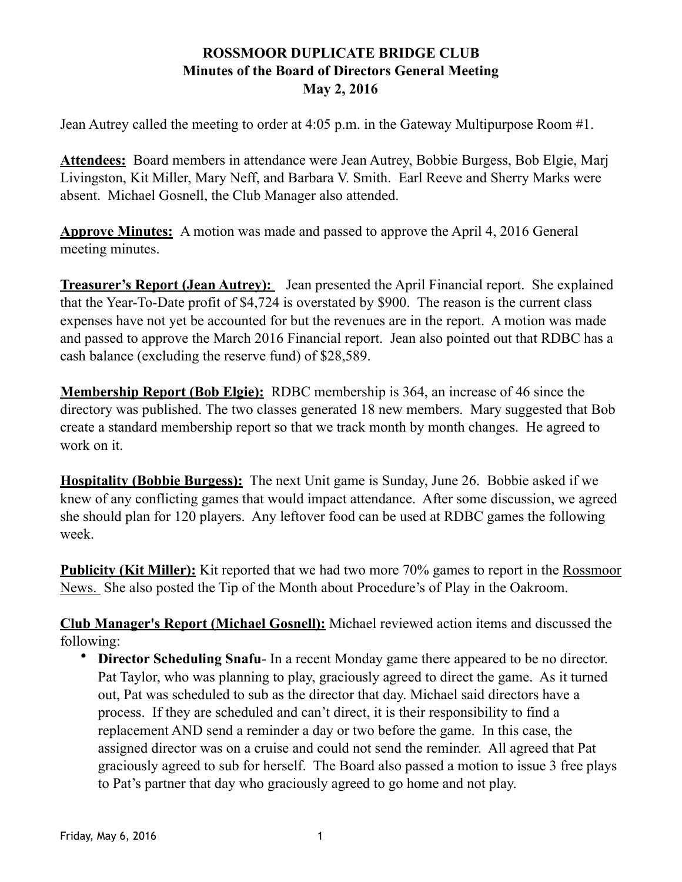# ROSSMOOR DUPLICATE BRIDGE CLUB
## Minutes of the Board of Directors General Meeting
## May 2, 2016

Jean Autrey called the meeting to order at 4:05 p.m. in the Gateway Multipurpose Room #1.

**Attendees:** Board members in attendance were Jean Autrey, Bobbie Burgess, Bob Elgie, Marj Livingston, Kit Miller, Mary Neff, and Barbara V. Smith. Earl Reeve and Sherry Marks were absent. Michael Gosnell, the Club Manager also attended.

**Approve Minutes:** A motion was made and passed to approve the April 4, 2016 General meeting minutes.

**Treasurer's Report (Jean Autrey):** Jean presented the April Financial report. She explained that the Year-To-Date profit of $4,724 is overstated by $900. The reason is the current class expenses have not yet be accounted for but the revenues are in the report. A motion was made and passed to approve the March 2016 Financial report. Jean also pointed out that RDBC has a cash balance (excluding the reserve fund) of $28,589.

**Membership Report (Bob Elgie):** RDBC membership is 364, an increase of 46 since the directory was published. The two classes generated 18 new members. Mary suggested that Bob create a standard membership report so that we track month by month changes. He agreed to work on it.

**Hospitality (Bobbie Burgess):** The next Unit game is Sunday, June 26. Bobbie asked if we knew of any conflicting games that would impact attendance. After some discussion, we agreed she should plan for 120 players. Any leftover food can be used at RDBC games the following week.

**Publicity (Kit Miller):** Kit reported that we had two more 70% games to report in the Rossmoor News. She also posted the Tip of the Month about Procedure's of Play in the Oakroom.

**Club Manager's Report (Michael Gosnell):** Michael reviewed action items and discussed the following:

- **Director Scheduling Snafu**- In a recent Monday game there appeared to be no director. Pat Taylor, who was planning to play, graciously agreed to direct the game. As it turned out, Pat was scheduled to sub as the director that day. Michael said directors have a process. If they are scheduled and can't direct, it is their responsibility to find a replacement AND send a reminder a day or two before the game. In this case, the assigned director was on a cruise and could not send the reminder. All agreed that Pat graciously agreed to sub for herself. The Board also passed a motion to issue 3 free plays to Pat's partner that day who graciously agreed to go home and not play.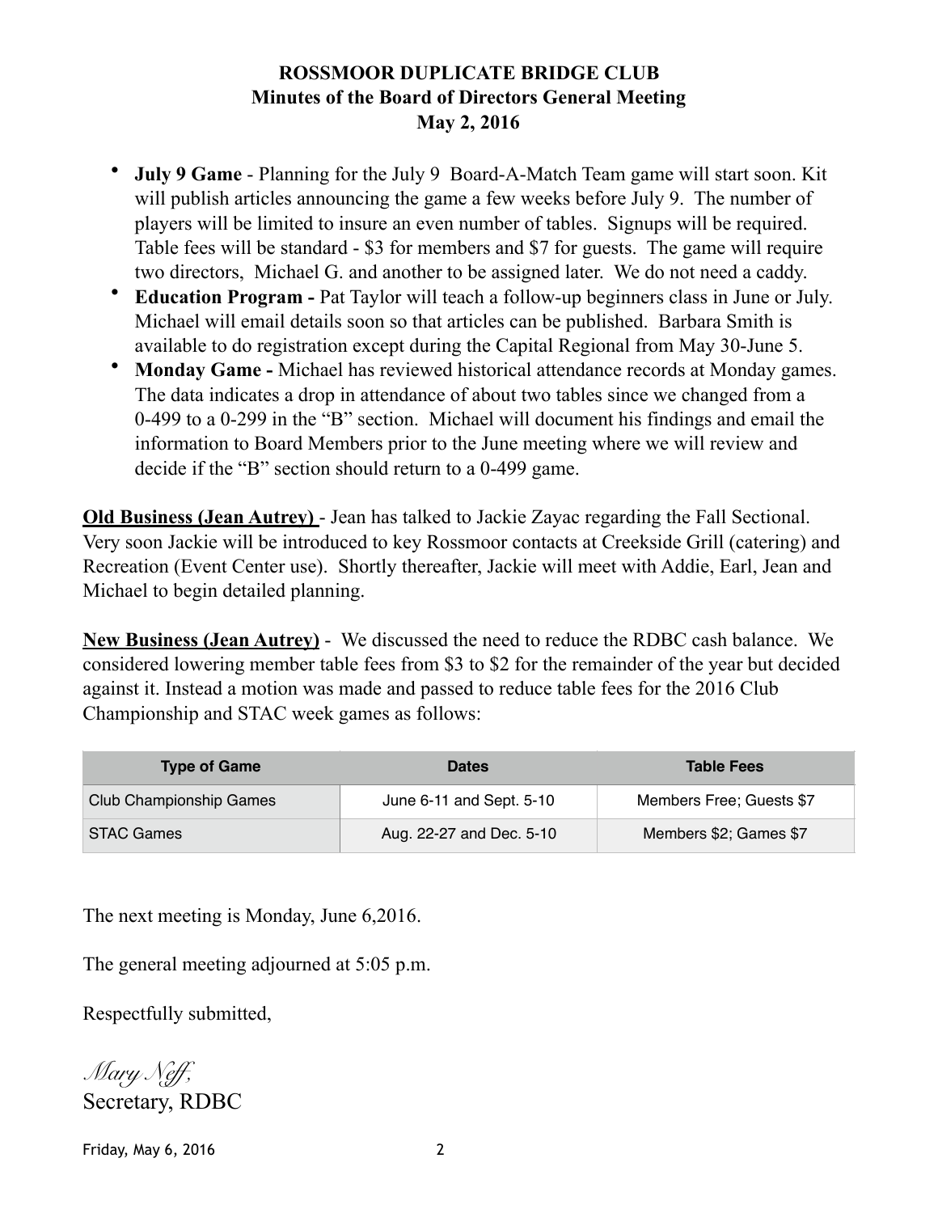# ROSSMOOR DUPLICATE BRIDGE CLUB
## Minutes of the Board of Directors General Meeting
## May 2, 2016

- **July 9 Game** - Planning for the July 9 Board-A-Match Team game will start soon. Kit will publish articles announcing the game a few weeks before July 9. The number of players will be limited to insure an even number of tables. Signups will be required. Table fees will be standard - $3 for members and $7 for guests. The game will require two directors, Michael G. and another to be assigned later. We do not need a caddy.
- **Education Program -** Pat Taylor will teach a follow-up beginners class in June or July. Michael will email details soon so that articles can be published. Barbara Smith is available to do registration except during the Capital Regional from May 30-June 5.
- **Monday Game -** Michael has reviewed historical attendance records at Monday games. The data indicates a drop in attendance of about two tables since we changed from a 0-499 to a 0-299 in the "B" section. Michael will document his findings and email the information to Board Members prior to the June meeting where we will review and decide if the "B" section should return to a 0-499 game.

**Old Business (Jean Autrey)** - Jean has talked to Jackie Zayac regarding the Fall Sectional. Very soon Jackie will be introduced to key Rossmoor contacts at Creekside Grill (catering) and Recreation (Event Center use). Shortly thereafter, Jackie will meet with Addie, Earl, Jean and Michael to begin detailed planning.

**New Business (Jean Autrey)** - We discussed the need to reduce the RDBC cash balance. We considered lowering member table fees from $3 to $2 for the remainder of the year but decided against it. Instead a motion was made and passed to reduce table fees for the 2016 Club Championship and STAC week games as follows:

| Type of Game | Dates | Table Fees |
|---|---|---|
| Club Championship Games | June 6-11 and Sept. 5-10 | Members Free; Guests $7 |
| STAC Games | Aug. 22-27 and Dec. 5-10 | Members $2; Games $7 |

The next meeting is Monday, June 6,2016.

The general meeting adjourned at 5:05 p.m.

Respectfully submitted,

*Mary Neff,*
Secretary, RDBC